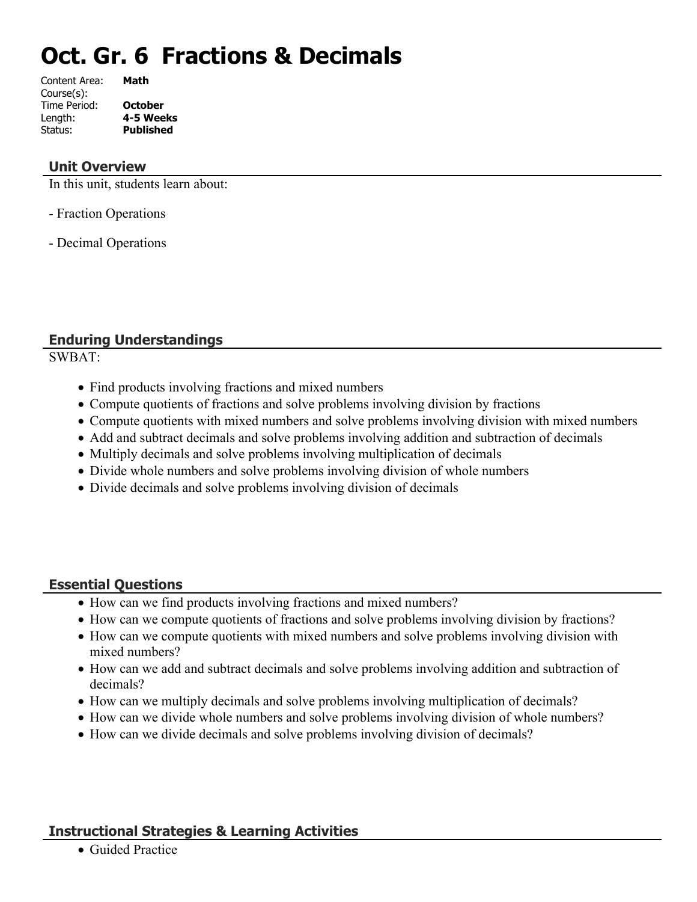# Oct. Gr. 6 Fractions & Decimals

Content Area: **Math**
Course(s):
Time Period: **October**
Length: **4-5 Weeks**
Status: **Published**

## Unit Overview

In this unit, students learn about:

- Fraction Operations

- Decimal Operations

## Enduring Understandings

SWBAT:

- Find products involving fractions and mixed numbers
- Compute quotients of fractions and solve problems involving division by fractions
- Compute quotients with mixed numbers and solve problems involving division with mixed numbers
- Add and subtract decimals and solve problems involving addition and subtraction of decimals
- Multiply decimals and solve problems involving multiplication of decimals
- Divide whole numbers and solve problems involving division of whole numbers
- Divide decimals and solve problems involving division of decimals

## Essential Questions

- How can we find products involving fractions and mixed numbers?
- How can we compute quotients of fractions and solve problems involving division by fractions?
- How can we compute quotients with mixed numbers and solve problems involving division with mixed numbers?
- How can we add and subtract decimals and solve problems involving addition and subtraction of decimals?
- How can we multiply decimals and solve problems involving multiplication of decimals?
- How can we divide whole numbers and solve problems involving division of whole numbers?
- How can we divide decimals and solve problems involving division of decimals?

## Instructional Strategies & Learning Activities

- Guided Practice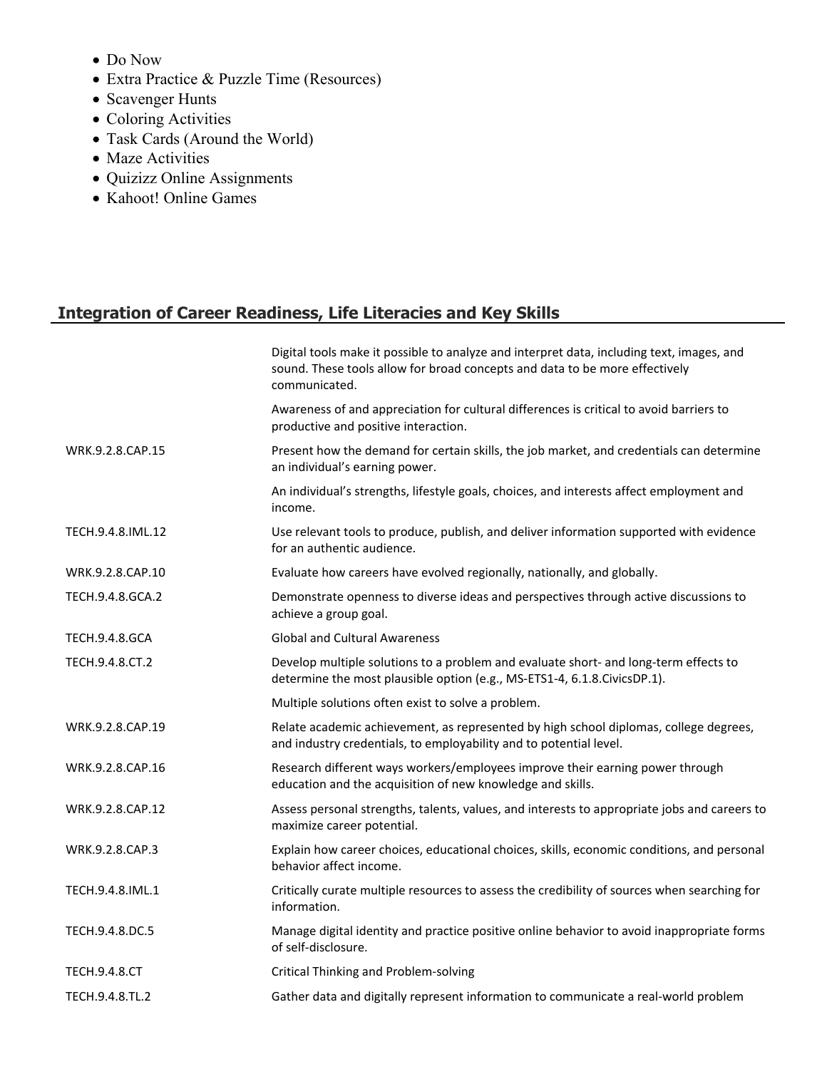- Do Now
- Extra Practice & Puzzle Time (Resources)
- Scavenger Hunts
- Coloring Activities
- Task Cards (Around the World)
- Maze Activities
- Quizizz Online Assignments
- Kahoot! Online Games

## Integration of Career Readiness, Life Literacies and Key Skills

| | |
|---|---|
| | Digital tools make it possible to analyze and interpret data, including text, images, and sound. These tools allow for broad concepts and data to be more effectively communicated. |
| | Awareness of and appreciation for cultural differences is critical to avoid barriers to productive and positive interaction. |
| WRK.9.2.8.CAP.15 | Present how the demand for certain skills, the job market, and credentials can determine an individual's earning power. |
| | An individual's strengths, lifestyle goals, choices, and interests affect employment and income. |
| TECH.9.4.8.IML.12 | Use relevant tools to produce, publish, and deliver information supported with evidence for an authentic audience. |
| WRK.9.2.8.CAP.10 | Evaluate how careers have evolved regionally, nationally, and globally. |
| TECH.9.4.8.GCA.2 | Demonstrate openness to diverse ideas and perspectives through active discussions to achieve a group goal. |
| TECH.9.4.8.GCA | Global and Cultural Awareness |
| TECH.9.4.8.CT.2 | Develop multiple solutions to a problem and evaluate short- and long-term effects to determine the most plausible option (e.g., MS-ETS1-4, 6.1.8.CivicsDP.1). |
| | Multiple solutions often exist to solve a problem. |
| WRK.9.2.8.CAP.19 | Relate academic achievement, as represented by high school diplomas, college degrees, and industry credentials, to employability and to potential level. |
| WRK.9.2.8.CAP.16 | Research different ways workers/employees improve their earning power through education and the acquisition of new knowledge and skills. |
| WRK.9.2.8.CAP.12 | Assess personal strengths, talents, values, and interests to appropriate jobs and careers to maximize career potential. |
| WRK.9.2.8.CAP.3 | Explain how career choices, educational choices, skills, economic conditions, and personal behavior affect income. |
| TECH.9.4.8.IML.1 | Critically curate multiple resources to assess the credibility of sources when searching for information. |
| TECH.9.4.8.DC.5 | Manage digital identity and practice positive online behavior to avoid inappropriate forms of self-disclosure. |
| TECH.9.4.8.CT | Critical Thinking and Problem-solving |
| TECH.9.4.8.TL.2 | Gather data and digitally represent information to communicate a real-world problem |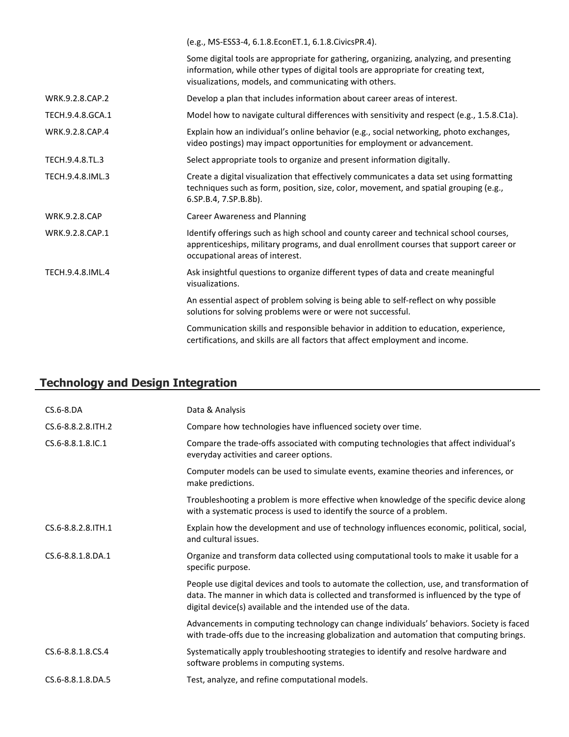| | |
|---|---|
| | (e.g., MS-ESS3-4, 6.1.8.EconET.1, 6.1.8.CivicsPR.4). |
| | Some digital tools are appropriate for gathering, organizing, analyzing, and presenting information, while other types of digital tools are appropriate for creating text, visualizations, models, and communicating with others. |
| WRK.9.2.8.CAP.2 | Develop a plan that includes information about career areas of interest. |
| TECH.9.4.8.GCA.1 | Model how to navigate cultural differences with sensitivity and respect (e.g., 1.5.8.C1a). |
| WRK.9.2.8.CAP.4 | Explain how an individual's online behavior (e.g., social networking, photo exchanges, video postings) may impact opportunities for employment or advancement. |
| TECH.9.4.8.TL.3 | Select appropriate tools to organize and present information digitally. |
| TECH.9.4.8.IML.3 | Create a digital visualization that effectively communicates a data set using formatting techniques such as form, position, size, color, movement, and spatial grouping (e.g., 6.SP.B.4, 7.SP.B.8b). |
| WRK.9.2.8.CAP | Career Awareness and Planning |
| WRK.9.2.8.CAP.1 | Identify offerings such as high school and county career and technical school courses, apprenticeships, military programs, and dual enrollment courses that support career or occupational areas of interest. |
| TECH.9.4.8.IML.4 | Ask insightful questions to organize different types of data and create meaningful visualizations. |
| | An essential aspect of problem solving is being able to self-reflect on why possible solutions for solving problems were or were not successful. |
| | Communication skills and responsible behavior in addition to education, experience, certifications, and skills are all factors that affect employment and income. |

## Technology and Design Integration

| | |
|---|---|
| CS.6-8.DA | Data & Analysis |
| CS.6-8.8.2.8.ITH.2 | Compare how technologies have influenced society over time. |
| CS.6-8.8.1.8.IC.1 | Compare the trade-offs associated with computing technologies that affect individual's everyday activities and career options. |
| | Computer models can be used to simulate events, examine theories and inferences, or make predictions. |
| | Troubleshooting a problem is more effective when knowledge of the specific device along with a systematic process is used to identify the source of a problem. |
| CS.6-8.8.2.8.ITH.1 | Explain how the development and use of technology influences economic, political, social, and cultural issues. |
| CS.6-8.8.1.8.DA.1 | Organize and transform data collected using computational tools to make it usable for a specific purpose. |
| | People use digital devices and tools to automate the collection, use, and transformation of data. The manner in which data is collected and transformed is influenced by the type of digital device(s) available and the intended use of the data. |
| | Advancements in computing technology can change individuals' behaviors. Society is faced with trade-offs due to the increasing globalization and automation that computing brings. |
| CS.6-8.8.1.8.CS.4 | Systematically apply troubleshooting strategies to identify and resolve hardware and software problems in computing systems. |
| CS.6-8.8.1.8.DA.5 | Test, analyze, and refine computational models. |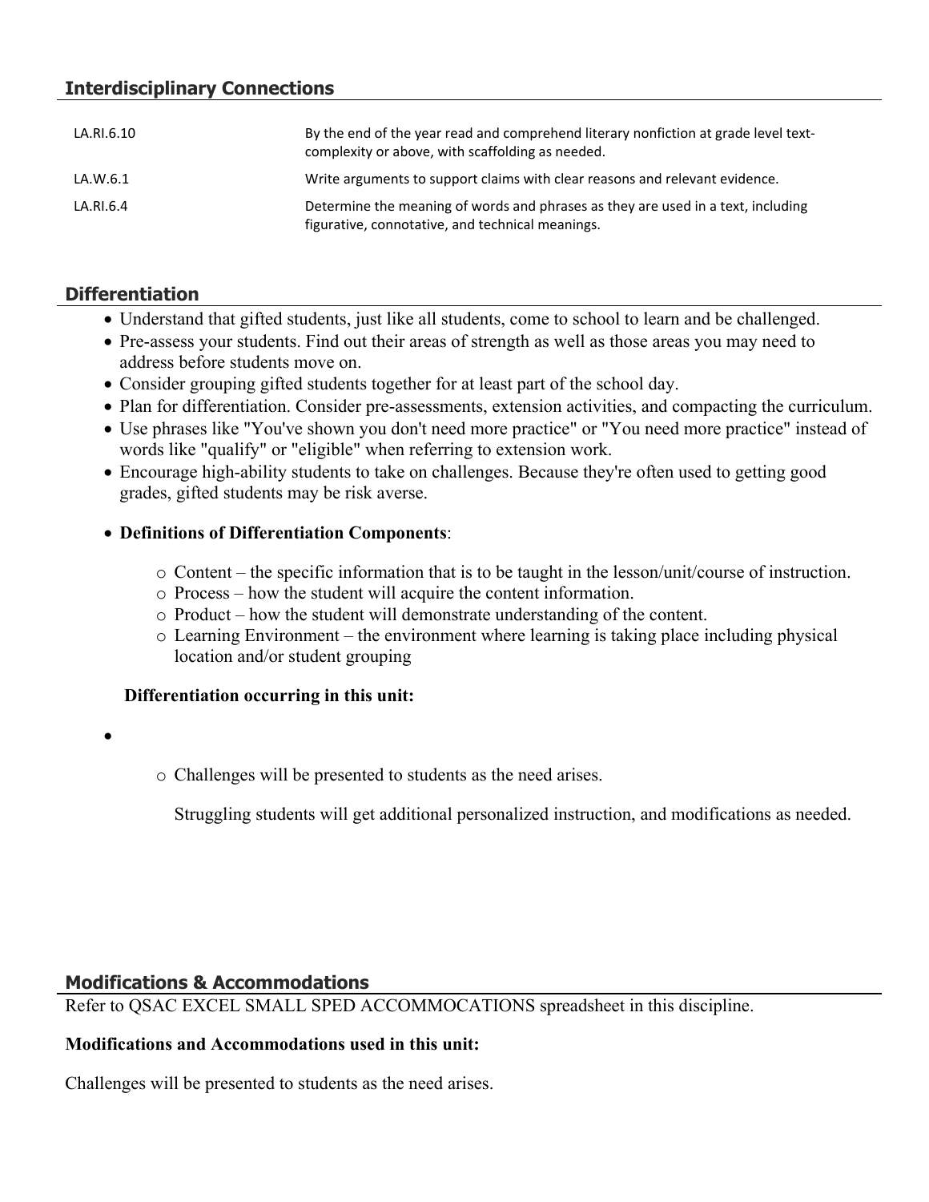## Interdisciplinary Connections

| | |
|---|---|
| LA.RI.6.10 | By the end of the year read and comprehend literary nonfiction at grade level text-complexity or above, with scaffolding as needed. |
| LA.W.6.1 | Write arguments to support claims with clear reasons and relevant evidence. |
| LA.RI.6.4 | Determine the meaning of words and phrases as they are used in a text, including figurative, connotative, and technical meanings. |

## Differentiation

- Understand that gifted students, just like all students, come to school to learn and be challenged.
- Pre-assess your students. Find out their areas of strength as well as those areas you may need to address before students move on.
- Consider grouping gifted students together for at least part of the school day.
- Plan for differentiation. Consider pre-assessments, extension activities, and compacting the curriculum.
- Use phrases like "You've shown you don't need more practice" or "You need more practice" instead of words like "qualify" or "eligible" when referring to extension work.
- Encourage high-ability students to take on challenges. Because they're often used to getting good grades, gifted students may be risk averse.
- **Definitions of Differentiation Components**:
  - Content – the specific information that is to be taught in the lesson/unit/course of instruction.
  - Process – how the student will acquire the content information.
  - Product – how the student will demonstrate understanding of the content.
  - Learning Environment – the environment where learning is taking place including physical location and/or student grouping

  **Differentiation occurring in this unit:**

- 
  - Challenges will be presented to students as the need arises.

    Struggling students will get additional personalized instruction, and modifications as needed.

## Modifications & Accommodations

Refer to QSAC EXCEL SMALL SPED ACCOMMOCATIONS spreadsheet in this discipline.

**Modifications and Accommodations used in this unit:**

Challenges will be presented to students as the need arises.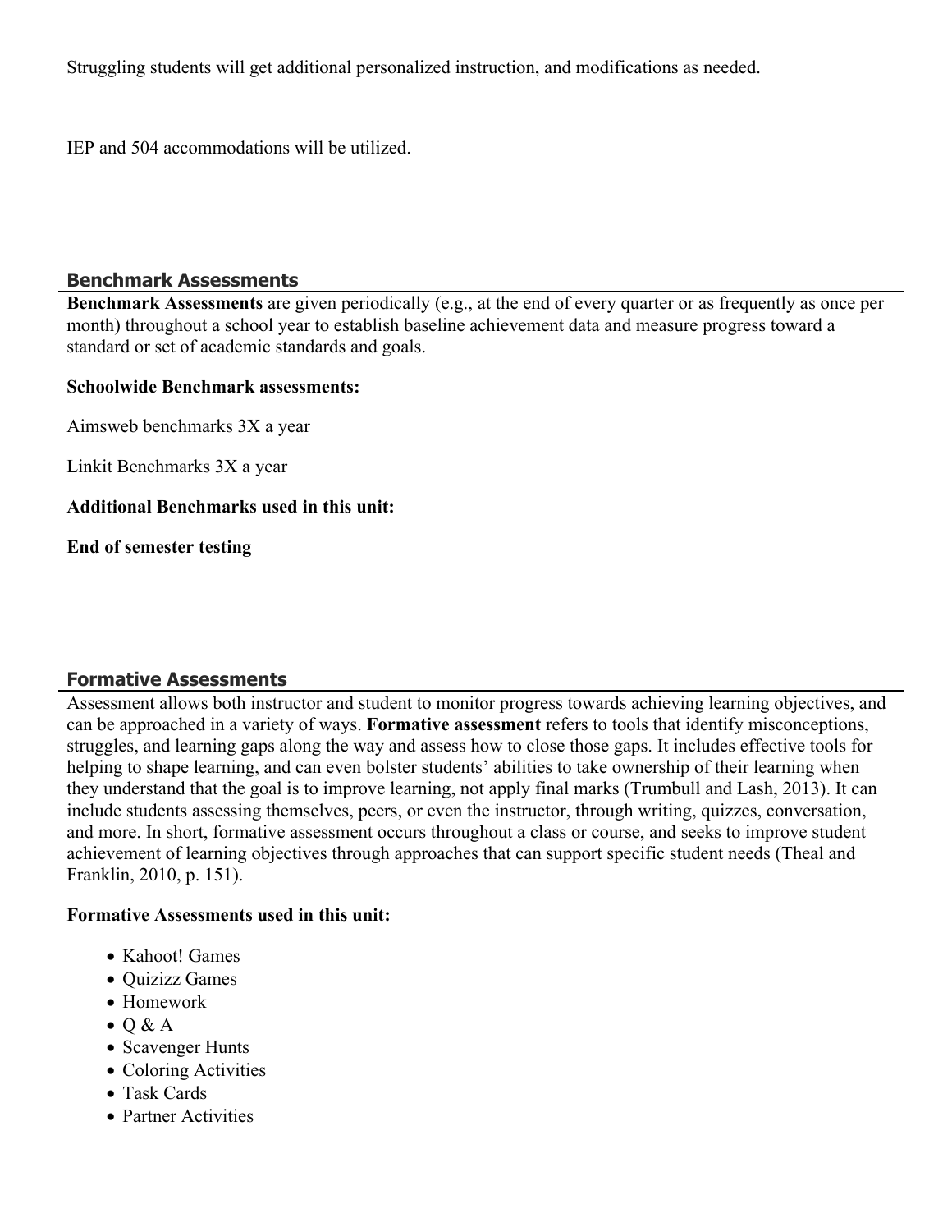Struggling students will get additional personalized instruction, and modifications as needed.

IEP and 504 accommodations will be utilized.

## Benchmark Assessments

**Benchmark Assessments** are given periodically (e.g., at the end of every quarter or as frequently as once per month) throughout a school year to establish baseline achievement data and measure progress toward a standard or set of academic standards and goals.

**Schoolwide Benchmark assessments:**

Aimsweb benchmarks 3X a year

Linkit Benchmarks 3X a year

**Additional Benchmarks used in this unit:**

**End of semester testing**

## Formative Assessments

Assessment allows both instructor and student to monitor progress towards achieving learning objectives, and can be approached in a variety of ways. **Formative assessment** refers to tools that identify misconceptions, struggles, and learning gaps along the way and assess how to close those gaps. It includes effective tools for helping to shape learning, and can even bolster students' abilities to take ownership of their learning when they understand that the goal is to improve learning, not apply final marks (Trumbull and Lash, 2013). It can include students assessing themselves, peers, or even the instructor, through writing, quizzes, conversation, and more. In short, formative assessment occurs throughout a class or course, and seeks to improve student achievement of learning objectives through approaches that can support specific student needs (Theal and Franklin, 2010, p. 151).

**Formative Assessments used in this unit:**

- Kahoot! Games
- Quizizz Games
- Homework
- Q & A
- Scavenger Hunts
- Coloring Activities
- Task Cards
- Partner Activities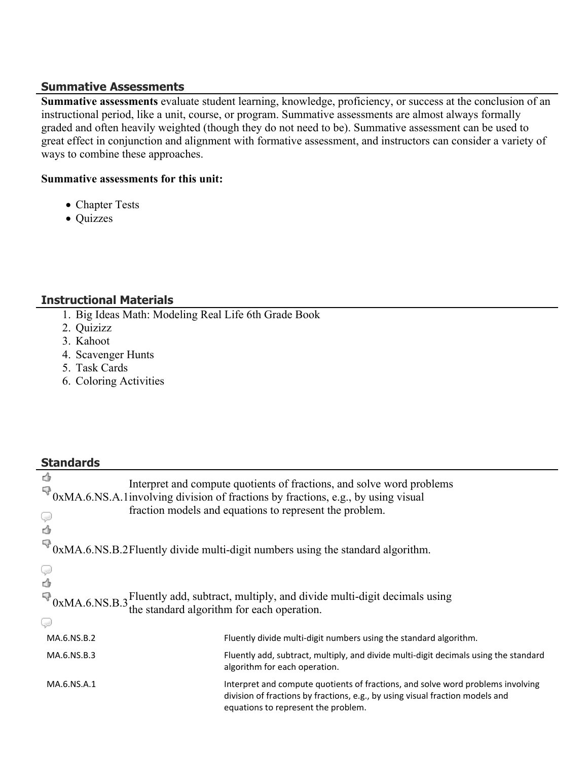## Summative Assessments

**Summative assessments** evaluate student learning, knowledge, proficiency, or success at the conclusion of an instructional period, like a unit, course, or program. Summative assessments are almost always formally graded and often heavily weighted (though they do not need to be). Summative assessment can be used to great effect in conjunction and alignment with formative assessment, and instructors can consider a variety of ways to combine these approaches.

**Summative assessments for this unit:**

- Chapter Tests
- Quizzes

## Instructional Materials

1. Big Ideas Math: Modeling Real Life 6th Grade Book
2. Quizizz
3. Kahoot
4. Scavenger Hunts
5. Task Cards
6. Coloring Activities

## Standards

| | |
|---|---|
| 0xMA.6.NS.A.1 | Interpret and compute quotients of fractions, and solve word problems involving division of fractions by fractions, e.g., by using visual fraction models and equations to represent the problem. |
| 0xMA.6.NS.B.2 | Fluently divide multi-digit numbers using the standard algorithm. |
| 0xMA.6.NS.B.3 | Fluently add, subtract, multiply, and divide multi-digit decimals using the standard algorithm for each operation. |

| | |
|---|---|
| MA.6.NS.B.2 | Fluently divide multi-digit numbers using the standard algorithm. |
| MA.6.NS.B.3 | Fluently add, subtract, multiply, and divide multi-digit decimals using the standard algorithm for each operation. |
| MA.6.NS.A.1 | Interpret and compute quotients of fractions, and solve word problems involving division of fractions by fractions, e.g., by using visual fraction models and equations to represent the problem. |